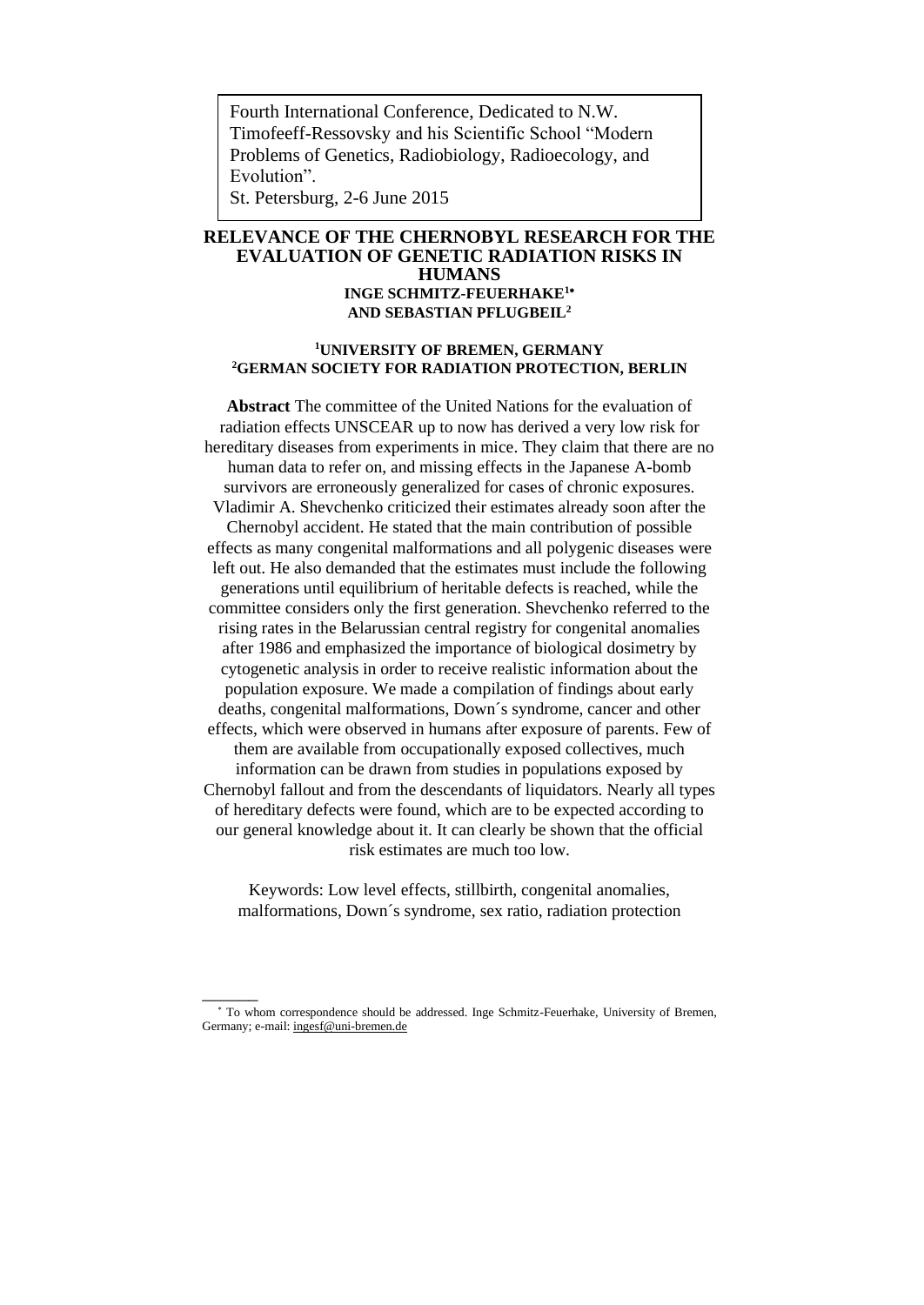Fourth International Conference, Dedicated to N.W. Timofeeff-Ressovsky and his Scientific School "Modern Problems of Genetics, Radiobiology, Radioecology, and Evolution".
St. Petersburg, 2-6 June 2015

# RELEVANCE OF THE CHERNOBYL RESEARCH FOR THE EVALUATION OF GENETIC RADIATION RISKS IN HUMANS

**INGE SCHMITZ-FEUERHAKE[1]* AND SEBASTIAN PFLUGBEIL[2]**

**[1]UNIVERSITY OF BREMEN, GERMANY**
**[2]GERMAN SOCIETY FOR RADIATION PROTECTION, BERLIN**

**Abstract** The committee of the United Nations for the evaluation of radiation effects UNSCEAR up to now has derived a very low risk for hereditary diseases from experiments in mice. They claim that there are no human data to refer on, and missing effects in the Japanese A-bomb survivors are erroneously generalized for cases of chronic exposures. Vladimir A. Shevchenko criticized their estimates already soon after the Chernobyl accident. He stated that the main contribution of possible effects as many congenital malformations and all polygenic diseases were left out. He also demanded that the estimates must include the following generations until equilibrium of heritable defects is reached, while the committee considers only the first generation. Shevchenko referred to the rising rates in the Belarussian central registry for congenital anomalies after 1986 and emphasized the importance of biological dosimetry by cytogenetic analysis in order to receive realistic information about the population exposure. We made a compilation of findings about early deaths, congenital malformations, Down´s syndrome, cancer and other effects, which were observed in humans after exposure of parents. Few of them are available from occupationally exposed collectives, much information can be drawn from studies in populations exposed by Chernobyl fallout and from the descendants of liquidators. Nearly all types of hereditary defects were found, which are to be expected according to our general knowledge about it. It can clearly be shown that the official risk estimates are much too low.

Keywords: Low level effects, stillbirth, congenital anomalies, malformations, Down´s syndrome, sex ratio, radiation protection

---

* To whom correspondence should be addressed. Inge Schmitz-Feuerhake, University of Bremen, Germany; e-mail: ingesf@uni-bremen.de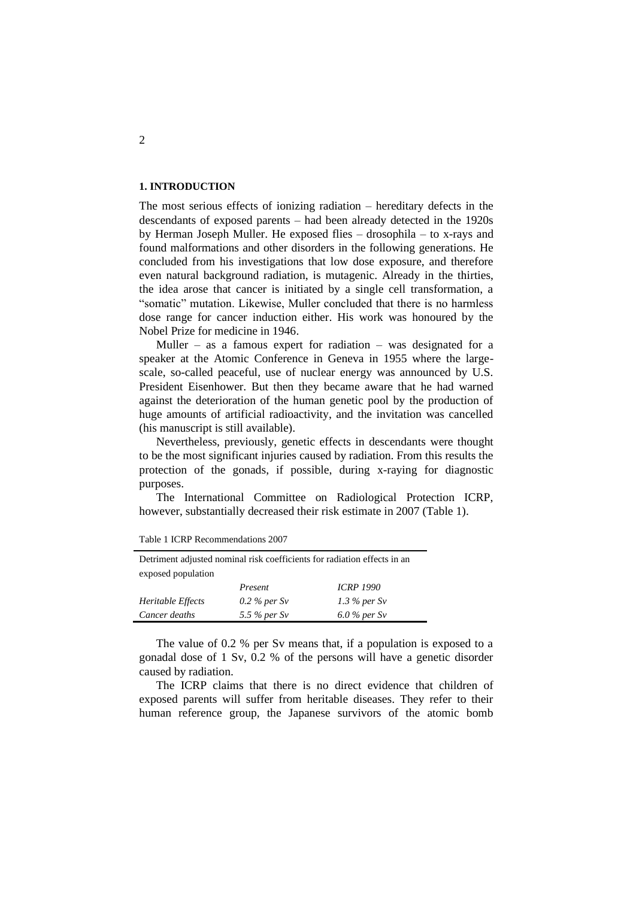## 1. INTRODUCTION

The most serious effects of ionizing radiation – hereditary defects in the descendants of exposed parents – had been already detected in the 1920s by Herman Joseph Muller. He exposed flies – drosophila – to x-rays and found malformations and other disorders in the following generations. He concluded from his investigations that low dose exposure, and therefore even natural background radiation, is mutagenic. Already in the thirties, the idea arose that cancer is initiated by a single cell transformation, a "somatic" mutation. Likewise, Muller concluded that there is no harmless dose range for cancer induction either. His work was honoured by the Nobel Prize for medicine in 1946.

Muller – as a famous expert for radiation – was designated for a speaker at the Atomic Conference in Geneva in 1955 where the large-scale, so-called peaceful, use of nuclear energy was announced by U.S. President Eisenhower. But then they became aware that he had warned against the deterioration of the human genetic pool by the production of huge amounts of artificial radioactivity, and the invitation was cancelled (his manuscript is still available).

Nevertheless, previously, genetic effects in descendants were thought to be the most significant injuries caused by radiation. From this results the protection of the gonads, if possible, during x-raying for diagnostic purposes.

The International Committee on Radiological Protection ICRP, however, substantially decreased their risk estimate in 2007 (Table 1).

Table 1 ICRP Recommendations 2007

| Detriment adjusted nominal risk coefficients for radiation effects in an exposed population | | |
|---|---|---|
| | *Present* | *ICRP 1990* |
| *Heritable Effects* | *0.2 % per Sv* | *1.3 % per Sv* |
| *Cancer deaths* | *5.5 % per Sv* | *6.0 % per Sv* |

The value of 0.2 % per Sv means that, if a population is exposed to a gonadal dose of 1 Sv, 0.2 % of the persons will have a genetic disorder caused by radiation.

The ICRP claims that there is no direct evidence that children of exposed parents will suffer from heritable diseases. They refer to their human reference group, the Japanese survivors of the atomic bomb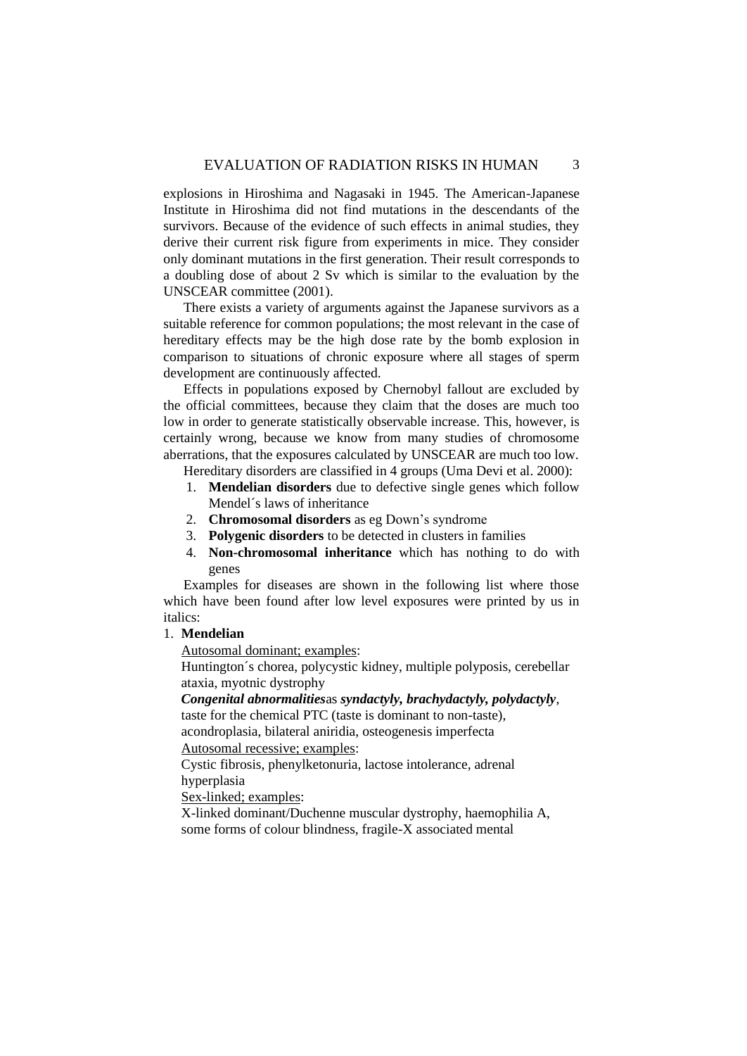explosions in Hiroshima and Nagasaki in 1945. The American-Japanese Institute in Hiroshima did not find mutations in the descendants of the survivors. Because of the evidence of such effects in animal studies, they derive their current risk figure from experiments in mice. They consider only dominant mutations in the first generation. Their result corresponds to a doubling dose of about 2 Sv which is similar to the evaluation by the UNSCEAR committee (2001).

There exists a variety of arguments against the Japanese survivors as a suitable reference for common populations; the most relevant in the case of hereditary effects may be the high dose rate by the bomb explosion in comparison to situations of chronic exposure where all stages of sperm development are continuously affected.

Effects in populations exposed by Chernobyl fallout are excluded by the official committees, because they claim that the doses are much too low in order to generate statistically observable increase. This, however, is certainly wrong, because we know from many studies of chromosome aberrations, that the exposures calculated by UNSCEAR are much too low.

Hereditary disorders are classified in 4 groups (Uma Devi et al. 2000):

1. **Mendelian disorders** due to defective single genes which follow Mendel´s laws of inheritance
2. **Chromosomal disorders** as eg Down's syndrome
3. **Polygenic disorders** to be detected in clusters in families
4. **Non-chromosomal inheritance** which has nothing to do with genes

Examples for diseases are shown in the following list where those which have been found after low level exposures were printed by us in italics:

1. **Mendelian**

   Autosomal dominant; examples:

   Huntington´s chorea, polycystic kidney, multiple polyposis, cerebellar ataxia, myotnic dystrophy

   ***Congenital abnormalities***as ***syndactyly, brachydactyly, polydactyly***, taste for the chemical PTC (taste is dominant to non-taste), acondroplasia, bilateral aniridia, osteogenesis imperfecta

   Autosomal recessive; examples:

   Cystic fibrosis, phenylketonuria, lactose intolerance, adrenal hyperplasia

   Sex-linked; examples:

   X-linked dominant/Duchenne muscular dystrophy, haemophilia A, some forms of colour blindness, fragile-X associated mental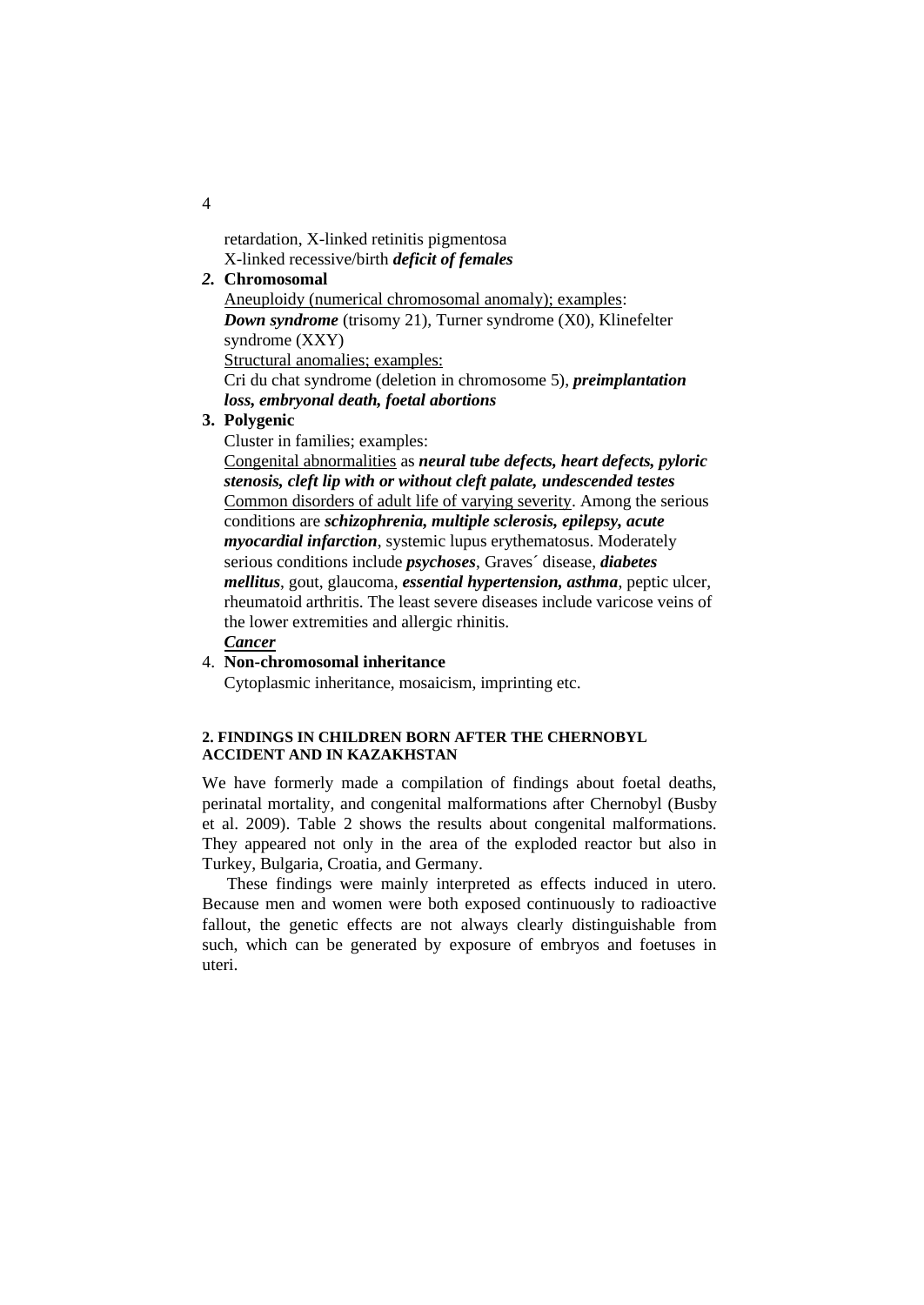retardation, X-linked retinitis pigmentosa
X-linked recessive/birth ***deficit of females***

***2.*** **Chromosomal**

<u>Aneuploidy (numerical chromosomal anomaly); examples</u>:
***Down syndrome*** (trisomy 21), Turner syndrome (X0), Klinefelter syndrome (XXY)
<u>Structural anomalies; examples:</u>
Cri du chat syndrome (deletion in chromosome 5), ***preimplantation loss, embryonal death, foetal abortions***

**3. Polygenic**

Cluster in families; examples:
<u>Congenital abnormalities</u> as ***neural tube defects, heart defects, pyloric stenosis, cleft lip with or without cleft palate, undescended testes***
<u>Common disorders of adult life of varying severity</u>. Among the serious conditions are ***schizophrenia, multiple sclerosis, epilepsy, acute myocardial infarction***, systemic lupus erythematosus. Moderately serious conditions include ***psychoses***, Graves´ disease, ***diabetes mellitus***, gout, glaucoma, ***essential hypertension, asthma***, peptic ulcer, rheumatoid arthritis. The least severe diseases include varicose veins of the lower extremities and allergic rhinitis.
***<u>Cancer</u>***

4. **Non-chromosomal inheritance**

Cytoplasmic inheritance, mosaicism, imprinting etc.

## 2. FINDINGS IN CHILDREN BORN AFTER THE CHERNOBYL ACCIDENT AND IN KAZAKHSTAN

We have formerly made a compilation of findings about foetal deaths, perinatal mortality, and congenital malformations after Chernobyl (Busby et al. 2009). Table 2 shows the results about congenital malformations. They appeared not only in the area of the exploded reactor but also in Turkey, Bulgaria, Croatia, and Germany.

These findings were mainly interpreted as effects induced in utero. Because men and women were both exposed continuously to radioactive fallout, the genetic effects are not always clearly distinguishable from such, which can be generated by exposure of embryos and foetuses in uteri.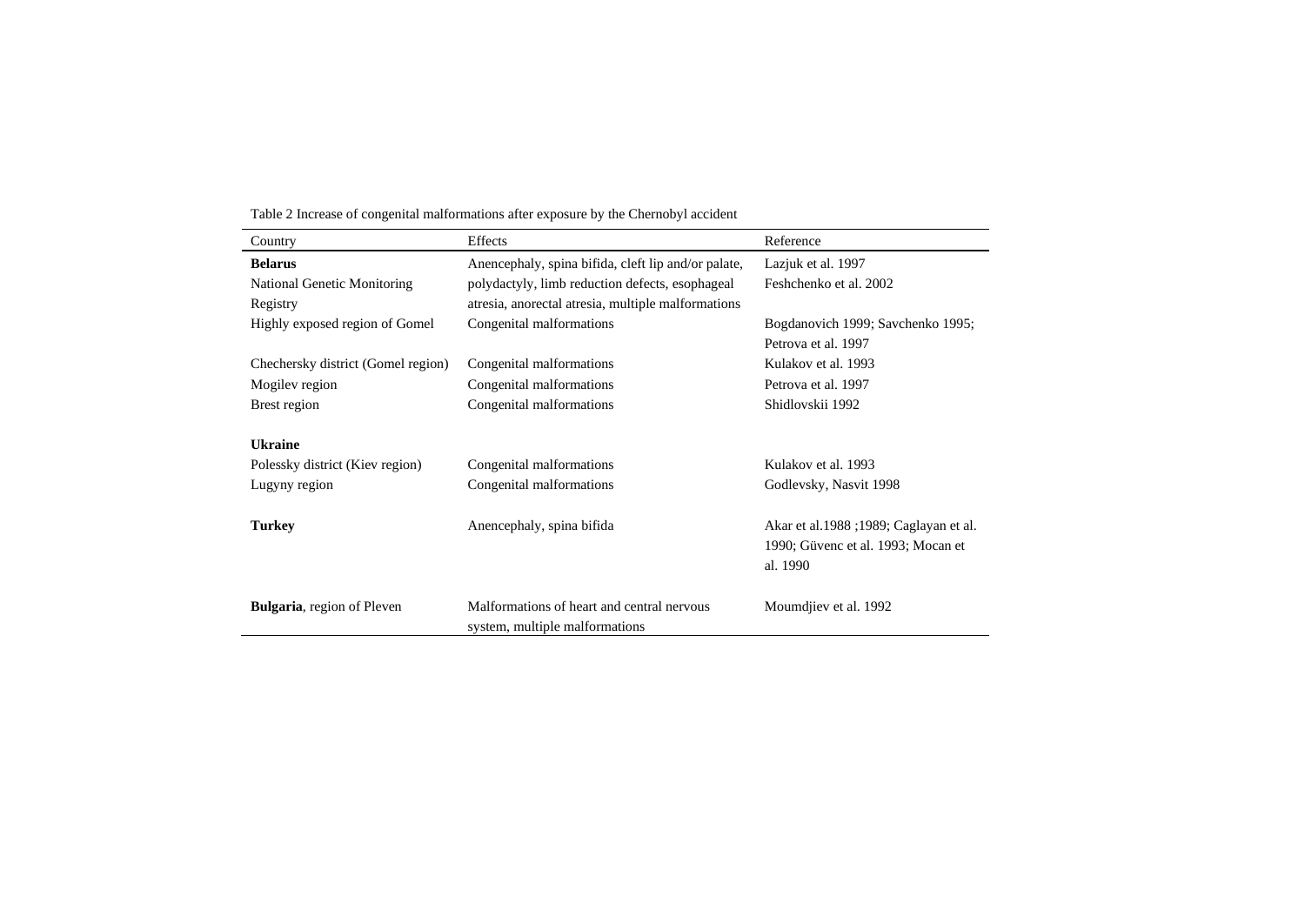Table 2 Increase of congenital malformations after exposure by the Chernobyl accident

| Country | Effects | Reference |
|---|---|---|
| **Belarus** | Anencephaly, spina bifida, cleft lip and/or palate, polydactyly, limb reduction defects, esophageal atresia, anorectal atresia, multiple malformations | Lazjuk et al. 1997 |
| National Genetic Monitoring Registry | | Feshchenko et al. 2002 |
| Highly exposed region of Gomel | Congenital malformations | Bogdanovich 1999; Savchenko 1995; Petrova et al. 1997 |
| Chechersky district (Gomel region) | Congenital malformations | Kulakov et al. 1993 |
| Mogilev region | Congenital malformations | Petrova et al. 1997 |
| Brest region | Congenital malformations | Shidlovskii 1992 |
| **Ukraine** | | |
| Polessky district (Kiev region) | Congenital malformations | Kulakov et al. 1993 |
| Lugyny region | Congenital malformations | Godlevsky, Nasvit 1998 |
| **Turkey** | Anencephaly, spina bifida | Akar et al.1988 ;1989; Caglayan et al. 1990; Güvenc et al. 1993; Mocan et al. 1990 |
| **Bulgaria**, region of Pleven | Malformations of heart and central nervous system, multiple malformations | Moumdjiev et al. 1992 |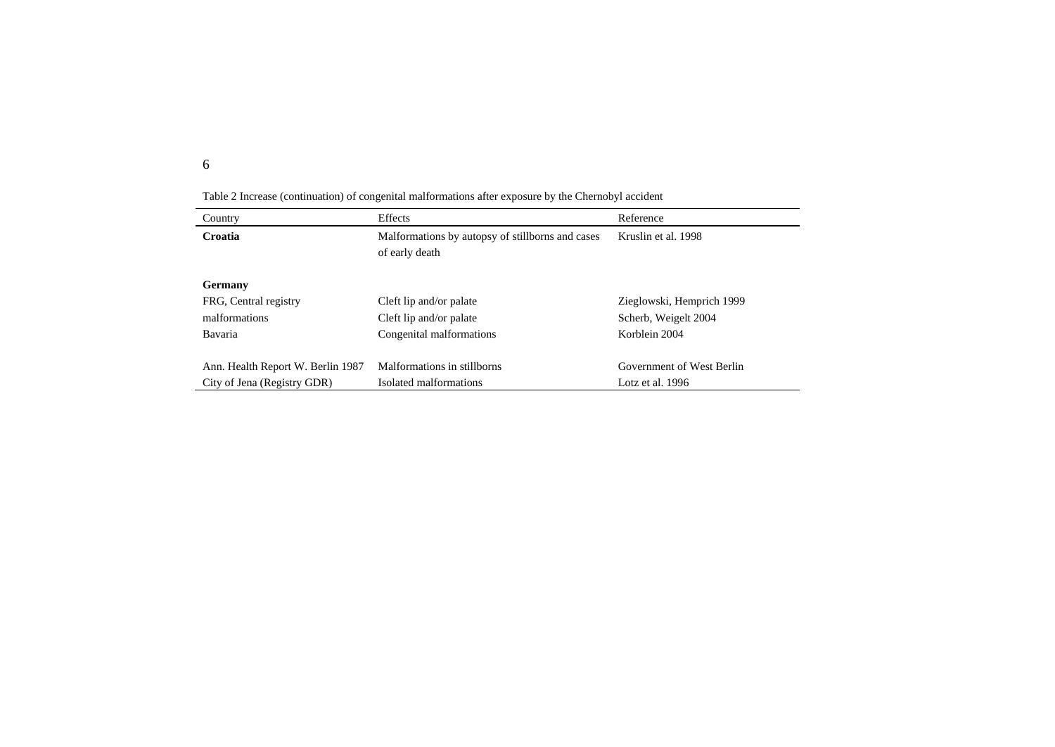Table 2 Increase (continuation) of congenital malformations after exposure by the Chernobyl accident

| Country | Effects | Reference |
| --- | --- | --- |
| **Croatia** | Malformations by autopsy of stillborns and cases of early death | Kruslin et al. 1998 |
| | | |
| **Germany** | | |
| FRG, Central registry | Cleft lip and/or palate | Zieglowski, Hemprich 1999 |
| malformations | Cleft lip and/or palate | Scherb, Weigelt 2004 |
| Bavaria | Congenital malformations | Korblein 2004 |
| | | |
| Ann. Health Report W. Berlin 1987 | Malformations in stillborns | Government of West Berlin |
| City of Jena (Registry GDR) | Isolated malformations | Lotz et al. 1996 |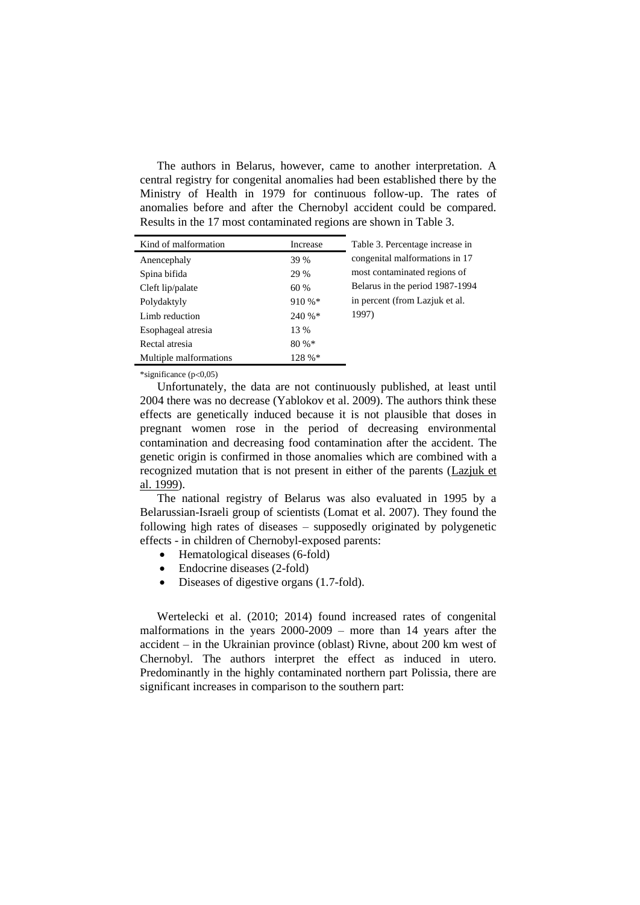The authors in Belarus, however, came to another interpretation. A central registry for congenital anomalies had been established there by the Ministry of Health in 1979 for continuous follow-up. The rates of anomalies before and after the Chernobyl accident could be compared. Results in the 17 most contaminated regions are shown in Table 3.

| Kind of malformation | Increase |
|---|---|
| Anencephaly | 39 % |
| Spina bifida | 29 % |
| Cleft lip/palate | 60 % |
| Polydaktyly | 910 %* |
| Limb reduction | 240 %* |
| Esophageal atresia | 13 % |
| Rectal atresia | 80 %* |
| Multiple malformations | 128 %* |

Table 3. Percentage increase in congenital malformations in 17 most contaminated regions of Belarus in the period 1987-1994 in percent (from Lazjuk et al. 1997)

*significance ($p<0{,}05$)

Unfortunately, the data are not continuously published, at least until 2004 there was no decrease (Yablokov et al. 2009). The authors think these effects are genetically induced because it is not plausible that doses in pregnant women rose in the period of decreasing environmental contamination and decreasing food contamination after the accident. The genetic origin is confirmed in those anomalies which are combined with a recognized mutation that is not present in either of the parents (Lazjuk et al. 1999).

The national registry of Belarus was also evaluated in 1995 by a Belarussian-Israeli group of scientists (Lomat et al. 2007). They found the following high rates of diseases – supposedly originated by polygenetic effects - in children of Chernobyl-exposed parents:

- Hematological diseases (6-fold)
- Endocrine diseases (2-fold)
- Diseases of digestive organs (1.7-fold).

Wertelecki et al. (2010; 2014) found increased rates of congenital malformations in the years 2000-2009 – more than 14 years after the accident – in the Ukrainian province (oblast) Rivne, about 200 km west of Chernobyl. The authors interpret the effect as induced in utero. Predominantly in the highly contaminated northern part Polissia, there are significant increases in comparison to the southern part: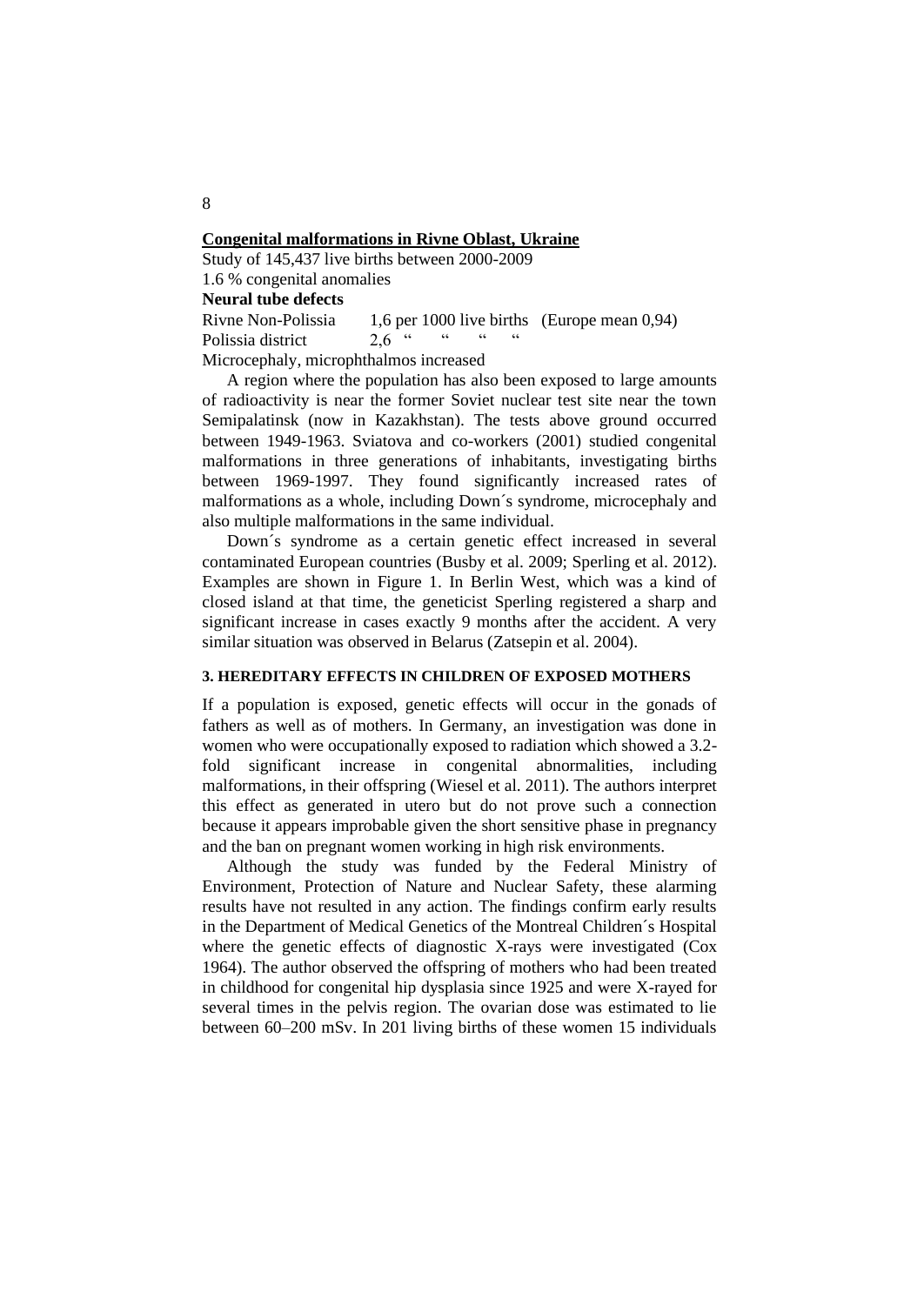**Congenital malformations in Rivne Oblast, Ukraine**

Study of 145,437 live births between 2000-2009

1.6 % congenital anomalies

**Neural tube defects**

| | | |
|---|---|---|
| Rivne Non-Polissia | 1,6 per 1000 live births | (Europe mean 0,94) |
| Polissia district | 2,6 " " " " | |

Microcephaly, microphthalmos increased

A region where the population has also been exposed to large amounts of radioactivity is near the former Soviet nuclear test site near the town Semipalatinsk (now in Kazakhstan). The tests above ground occurred between 1949-1963. Sviatova and co-workers (2001) studied congenital malformations in three generations of inhabitants, investigating births between 1969-1997. They found significantly increased rates of malformations as a whole, including Down´s syndrome, microcephaly and also multiple malformations in the same individual.

Down´s syndrome as a certain genetic effect increased in several contaminated European countries (Busby et al. 2009; Sperling et al. 2012). Examples are shown in Figure 1. In Berlin West, which was a kind of closed island at that time, the geneticist Sperling registered a sharp and significant increase in cases exactly 9 months after the accident. A very similar situation was observed in Belarus (Zatsepin et al. 2004).

### 3. HEREDITARY EFFECTS IN CHILDREN OF EXPOSED MOTHERS

If a population is exposed, genetic effects will occur in the gonads of fathers as well as of mothers. In Germany, an investigation was done in women who were occupationally exposed to radiation which showed a 3.2-fold significant increase in congenital abnormalities, including malformations, in their offspring (Wiesel et al. 2011). The authors interpret this effect as generated in utero but do not prove such a connection because it appears improbable given the short sensitive phase in pregnancy and the ban on pregnant women working in high risk environments.

Although the study was funded by the Federal Ministry of Environment, Protection of Nature and Nuclear Safety, these alarming results have not resulted in any action. The findings confirm early results in the Department of Medical Genetics of the Montreal Children´s Hospital where the genetic effects of diagnostic X-rays were investigated (Cox 1964). The author observed the offspring of mothers who had been treated in childhood for congenital hip dysplasia since 1925 and were X-rayed for several times in the pelvis region. The ovarian dose was estimated to lie between 60–200 mSv. In 201 living births of these women 15 individuals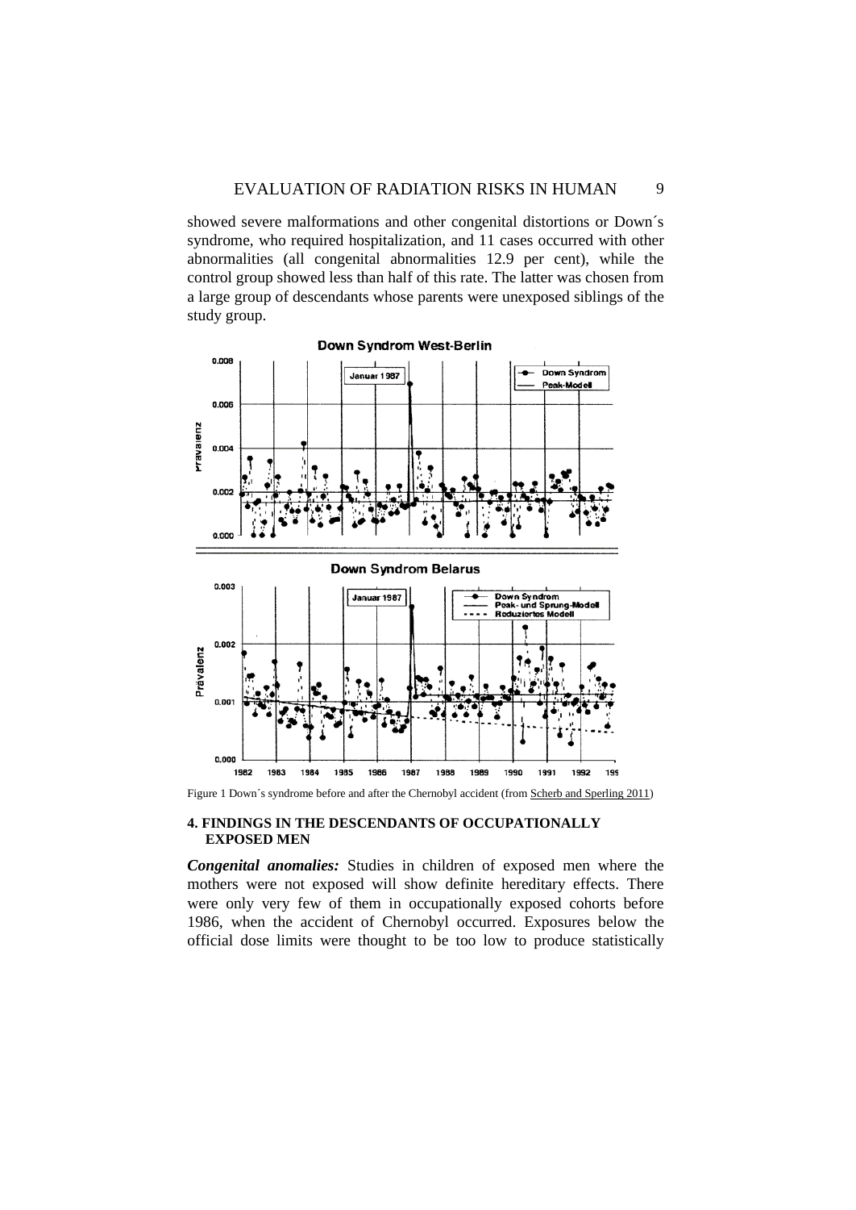showed severe malformations and other congenital distortions or Down´s syndrome, who required hospitalization, and 11 cases occurred with other abnormalities (all congenital abnormalities 12.9 per cent), while the control group showed less than half of this rate. The latter was chosen from a large group of descendants whose parents were unexposed siblings of the study group.

Figure 1 Down´s syndrome before and after the Chernobyl accident (from Scherb and Sperling 2011)

## 4. FINDINGS IN THE DESCENDANTS OF OCCUPATIONALLY EXPOSED MEN

***Congenital anomalies:*** Studies in children of exposed men where the mothers were not exposed will show definite hereditary effects. There were only very few of them in occupationally exposed cohorts before 1986, when the accident of Chernobyl occurred. Exposures below the official dose limits were thought to be too low to produce statistically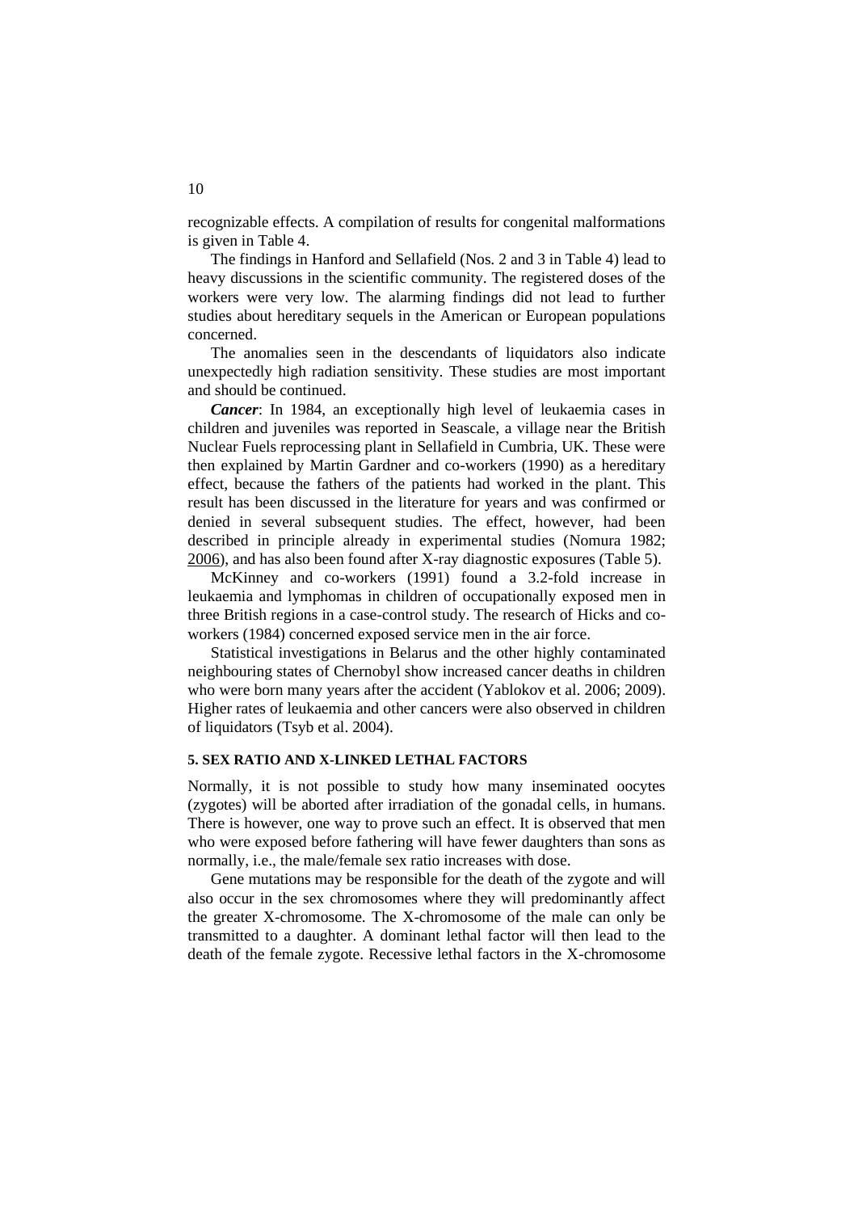recognizable effects. A compilation of results for congenital malformations is given in Table 4.

The findings in Hanford and Sellafield (Nos. 2 and 3 in Table 4) lead to heavy discussions in the scientific community. The registered doses of the workers were very low. The alarming findings did not lead to further studies about hereditary sequels in the American or European populations concerned.

The anomalies seen in the descendants of liquidators also indicate unexpectedly high radiation sensitivity. These studies are most important and should be continued.

***Cancer***: In 1984, an exceptionally high level of leukaemia cases in children and juveniles was reported in Seascale, a village near the British Nuclear Fuels reprocessing plant in Sellafield in Cumbria, UK. These were then explained by Martin Gardner and co-workers (1990) as a hereditary effect, because the fathers of the patients had worked in the plant. This result has been discussed in the literature for years and was confirmed or denied in several subsequent studies. The effect, however, had been described in principle already in experimental studies (Nomura 1982; 2006), and has also been found after X-ray diagnostic exposures (Table 5).

McKinney and co-workers (1991) found a 3.2-fold increase in leukaemia and lymphomas in children of occupationally exposed men in three British regions in a case-control study. The research of Hicks and co-workers (1984) concerned exposed service men in the air force.

Statistical investigations in Belarus and the other highly contaminated neighbouring states of Chernobyl show increased cancer deaths in children who were born many years after the accident (Yablokov et al. 2006; 2009). Higher rates of leukaemia and other cancers were also observed in children of liquidators (Tsyb et al. 2004).

## 5. SEX RATIO AND X-LINKED LETHAL FACTORS

Normally, it is not possible to study how many inseminated oocytes (zygotes) will be aborted after irradiation of the gonadal cells, in humans. There is however, one way to prove such an effect. It is observed that men who were exposed before fathering will have fewer daughters than sons as normally, i.e., the male/female sex ratio increases with dose.

Gene mutations may be responsible for the death of the zygote and will also occur in the sex chromosomes where they will predominantly affect the greater X-chromosome. The X-chromosome of the male can only be transmitted to a daughter. A dominant lethal factor will then lead to the death of the female zygote. Recessive lethal factors in the X-chromosome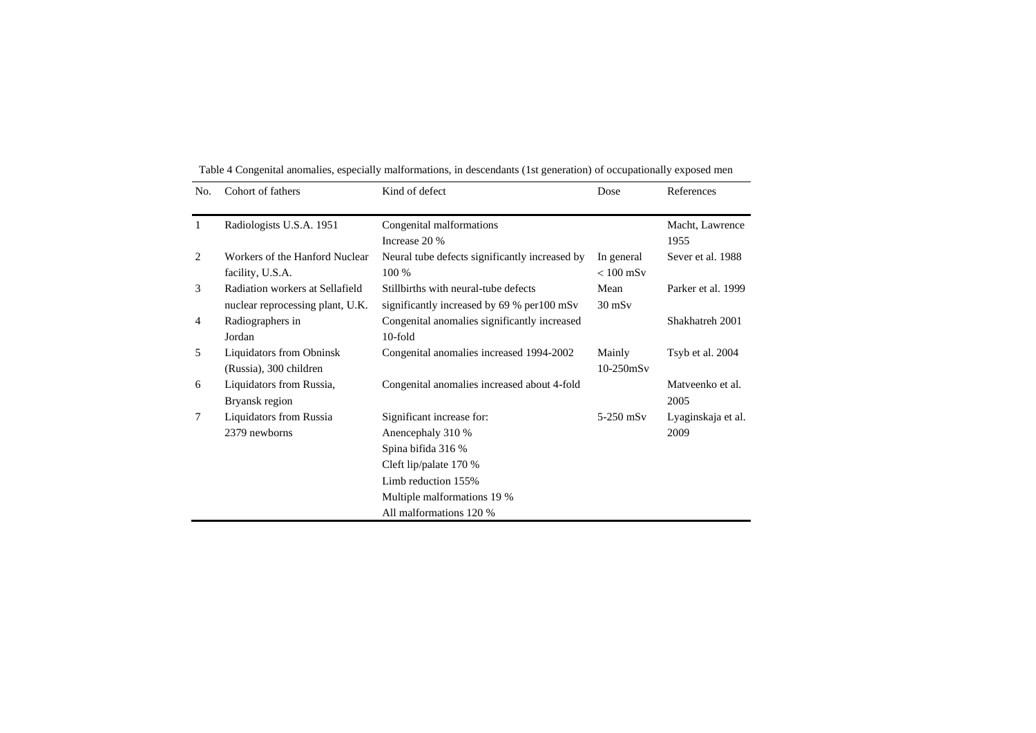Table 4 Congenital anomalies, especially malformations, in descendants (1st generation) of occupationally exposed men

| No. | Cohort of fathers | Kind of defect | Dose | References |
|---|---|---|---|---|
| 1 | Radiologists U.S.A. 1951 | Congenital malformations<br>Increase 20 % | | Macht, Lawrence 1955 |
| 2 | Workers of the Hanford Nuclear facility, U.S.A. | Neural tube defects significantly increased by 100 % | In general < 100 mSv | Sever et al. 1988 |
| 3 | Radiation workers at Sellafield nuclear reprocessing plant, U.K. | Stillbirths with neural-tube defects significantly increased by 69 % per100 mSv | Mean 30 mSv | Parker et al. 1999 |
| 4 | Radiographers in Jordan | Congenital anomalies significantly increased 10-fold | | Shakhatreh 2001 |
| 5 | Liquidators from Obninsk (Russia), 300 children | Congenital anomalies increased 1994-2002 | Mainly 10-250mSv | Tsyb et al. 2004 |
| 6 | Liquidators from Russia, Bryansk region | Congenital anomalies increased about 4-fold | | Matveenko et al. 2005 |
| 7 | Liquidators from Russia 2379 newborns | Significant increase for:<br>Anencephaly 310 %<br>Spina bifida 316 %<br>Cleft lip/palate 170 %<br>Limb reduction 155%<br>Multiple malformations 19 %<br>All malformations 120 % | 5-250 mSv | Lyaginskaja et al. 2009 |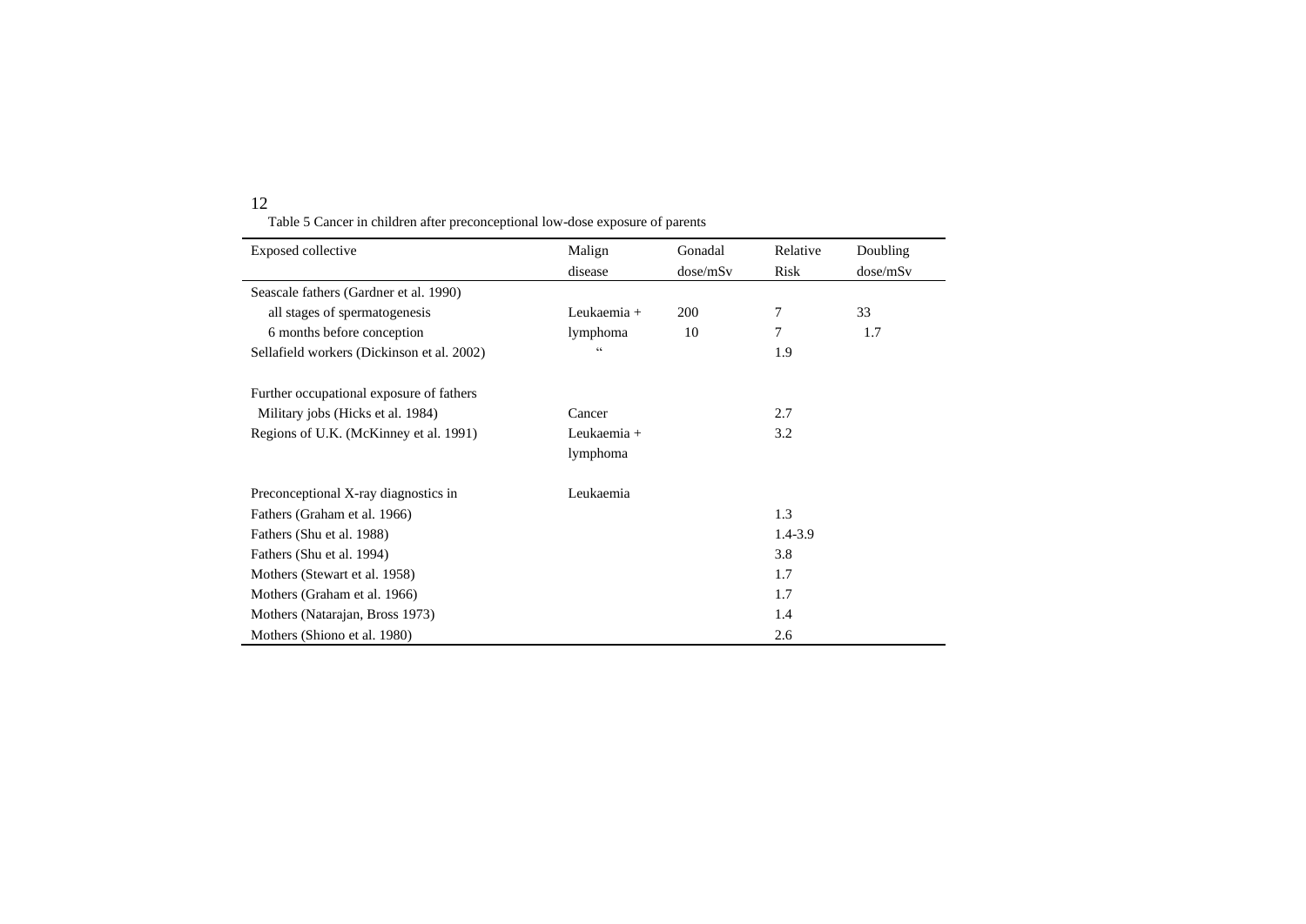Table 5 Cancer in children after preconceptional low-dose exposure of parents

| Exposed collective | Malign disease | Gonadal dose/mSv | Relative Risk | Doubling dose/mSv |
|---|---|---|---|---|
| Seascale fathers (Gardner et al. 1990) | | | | |
| all stages of spermatogenesis | Leukaemia + | 200 | 7 | 33 |
| 6 months before conception | lymphoma | 10 | 7 | 1.7 |
| Sellafield workers (Dickinson et al. 2002) | " | | 1.9 | |
| | | | | |
| Further occupational exposure of fathers | | | | |
| Military jobs (Hicks et al. 1984) | Cancer | | 2.7 | |
| Regions of U.K. (McKinney et al. 1991) | Leukaemia + lymphoma | | 3.2 | |
| | | | | |
| Preconceptional X-ray diagnostics in | Leukaemia | | | |
| Fathers (Graham et al. 1966) | | | 1.3 | |
| Fathers (Shu et al. 1988) | | | 1.4-3.9 | |
| Fathers (Shu et al. 1994) | | | 3.8 | |
| Mothers (Stewart et al. 1958) | | | 1.7 | |
| Mothers (Graham et al. 1966) | | | 1.7 | |
| Mothers (Natarajan, Bross 1973) | | | 1.4 | |
| Mothers (Shiono et al. 1980) | | | 2.6 | |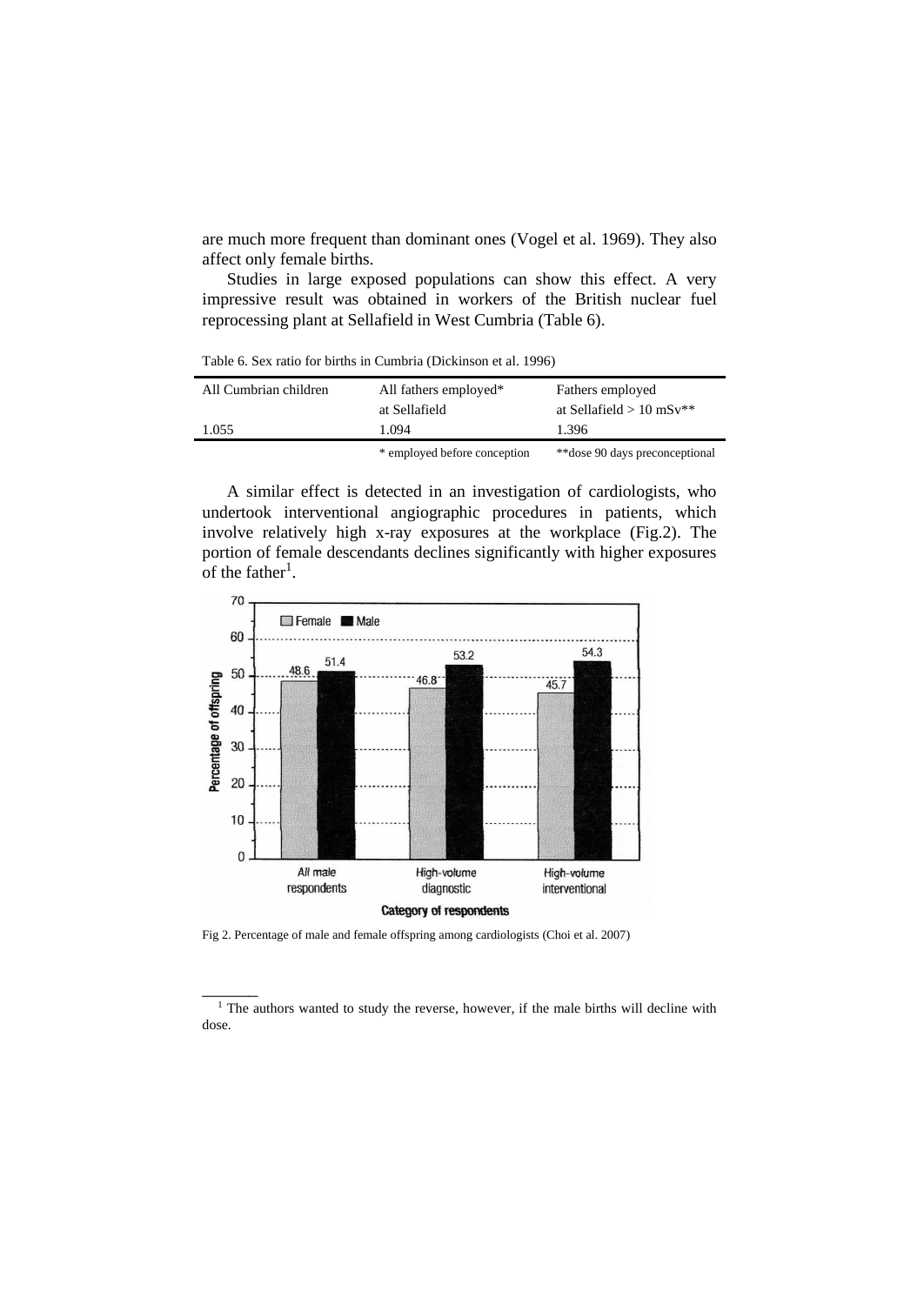are much more frequent than dominant ones (Vogel et al. 1969). They also affect only female births.

Studies in large exposed populations can show this effect. A very impressive result was obtained in workers of the British nuclear fuel reprocessing plant at Sellafield in West Cumbria (Table 6).

Table 6. Sex ratio for births in Cumbria (Dickinson et al. 1996)

| All Cumbrian children | All fathers employed* at Sellafield | Fathers employed at Sellafield > 10 mSv** |
|---|---|---|
| 1.055 | 1.094 | 1.396 |
| | * employed before conception | **dose 90 days preconceptional |

A similar effect is detected in an investigation of cardiologists, who undertook interventional angiographic procedures in patients, which involve relatively high x-ray exposures at the workplace (Fig.2). The portion of female descendants declines significantly with higher exposures of the father[1].

Fig 2. Percentage of male and female offspring among cardiologists (Choi et al. 2007)

[1] The authors wanted to study the reverse, however, if the male births will decline with dose.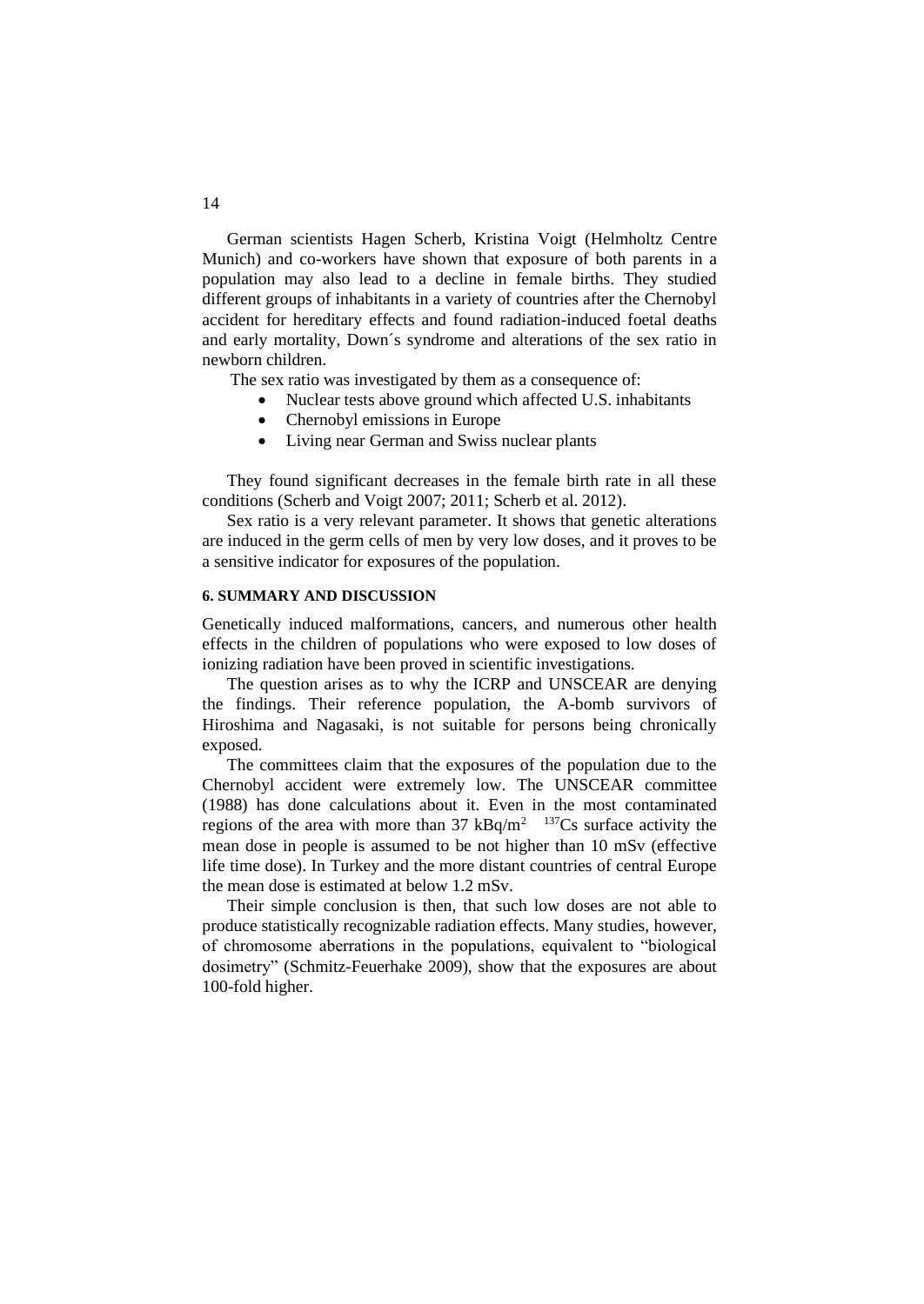German scientists Hagen Scherb, Kristina Voigt (Helmholtz Centre Munich) and co-workers have shown that exposure of both parents in a population may also lead to a decline in female births. They studied different groups of inhabitants in a variety of countries after the Chernobyl accident for hereditary effects and found radiation-induced foetal deaths and early mortality, Down´s syndrome and alterations of the sex ratio in newborn children.

The sex ratio was investigated by them as a consequence of:

- Nuclear tests above ground which affected U.S. inhabitants
- Chernobyl emissions in Europe
- Living near German and Swiss nuclear plants

They found significant decreases in the female birth rate in all these conditions (Scherb and Voigt 2007; 2011; Scherb et al. 2012).

Sex ratio is a very relevant parameter. It shows that genetic alterations are induced in the germ cells of men by very low doses, and it proves to be a sensitive indicator for exposures of the population.

## 6. SUMMARY AND DISCUSSION

Genetically induced malformations, cancers, and numerous other health effects in the children of populations who were exposed to low doses of ionizing radiation have been proved in scientific investigations.

The question arises as to why the ICRP and UNSCEAR are denying the findings. Their reference population, the A-bomb survivors of Hiroshima and Nagasaki, is not suitable for persons being chronically exposed.

The committees claim that the exposures of the population due to the Chernobyl accident were extremely low. The UNSCEAR committee (1988) has done calculations about it. Even in the most contaminated regions of the area with more than 37 $kBq/m^2$ $^{137}Cs$ surface activity the mean dose in people is assumed to be not higher than 10 mSv (effective life time dose). In Turkey and the more distant countries of central Europe the mean dose is estimated at below 1.2 mSv.

Their simple conclusion is then, that such low doses are not able to produce statistically recognizable radiation effects. Many studies, however, of chromosome aberrations in the populations, equivalent to "biological dosimetry" (Schmitz-Feuerhake 2009), show that the exposures are about 100-fold higher.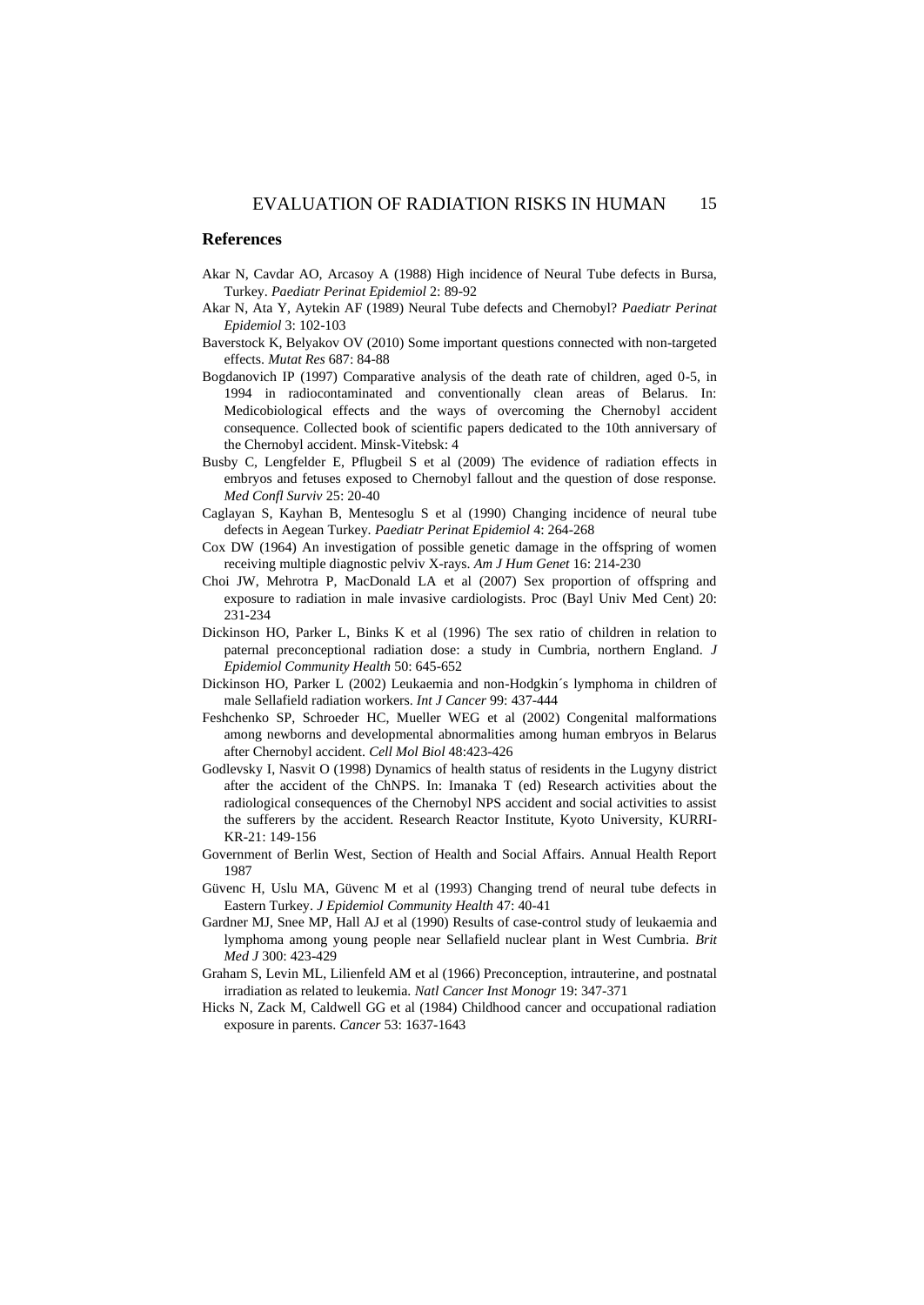## References

Akar N, Cavdar AO, Arcasoy A (1988) High incidence of Neural Tube defects in Bursa, Turkey. *Paediatr Perinat Epidemiol* 2: 89-92

Akar N, Ata Y, Aytekin AF (1989) Neural Tube defects and Chernobyl? *Paediatr Perinat Epidemiol* 3: 102-103

Baverstock K, Belyakov OV (2010) Some important questions connected with non-targeted effects. *Mutat Res* 687: 84-88

Bogdanovich IP (1997) Comparative analysis of the death rate of children, aged 0-5, in 1994 in radiocontaminated and conventionally clean areas of Belarus. In: Medicobiological effects and the ways of overcoming the Chernobyl accident consequence. Collected book of scientific papers dedicated to the 10th anniversary of the Chernobyl accident. Minsk-Vitebsk: 4

Busby C, Lengfelder E, Pflugbeil S et al (2009) The evidence of radiation effects in embryos and fetuses exposed to Chernobyl fallout and the question of dose response. *Med Confl Surviv* 25: 20-40

Caglayan S, Kayhan B, Mentesoglu S et al (1990) Changing incidence of neural tube defects in Aegean Turkey. *Paediatr Perinat Epidemiol* 4: 264-268

Cox DW (1964) An investigation of possible genetic damage in the offspring of women receiving multiple diagnostic pelviv X-rays. *Am J Hum Genet* 16: 214-230

Choi JW, Mehrotra P, MacDonald LA et al (2007) Sex proportion of offspring and exposure to radiation in male invasive cardiologists. Proc (Bayl Univ Med Cent) 20: 231-234

Dickinson HO, Parker L, Binks K et al (1996) The sex ratio of children in relation to paternal preconceptional radiation dose: a study in Cumbria, northern England. *J Epidemiol Community Health* 50: 645-652

Dickinson HO, Parker L (2002) Leukaemia and non-Hodgkin´s lymphoma in children of male Sellafield radiation workers. *Int J Cancer* 99: 437-444

Feshchenko SP, Schroeder HC, Mueller WEG et al (2002) Congenital malformations among newborns and developmental abnormalities among human embryos in Belarus after Chernobyl accident. *Cell Mol Biol* 48:423-426

Godlevsky I, Nasvit O (1998) Dynamics of health status of residents in the Lugyny district after the accident of the ChNPS. In: Imanaka T (ed) Research activities about the radiological consequences of the Chernobyl NPS accident and social activities to assist the sufferers by the accident. Research Reactor Institute, Kyoto University, KURRI-KR-21: 149-156

Government of Berlin West, Section of Health and Social Affairs. Annual Health Report 1987

Güvenc H, Uslu MA, Güvenc M et al (1993) Changing trend of neural tube defects in Eastern Turkey. *J Epidemiol Community Health* 47: 40-41

Gardner MJ, Snee MP, Hall AJ et al (1990) Results of case-control study of leukaemia and lymphoma among young people near Sellafield nuclear plant in West Cumbria. *Brit Med J* 300: 423-429

Graham S, Levin ML, Lilienfeld AM et al (1966) Preconception, intrauterine, and postnatal irradiation as related to leukemia. *Natl Cancer Inst Monogr* 19: 347-371

Hicks N, Zack M, Caldwell GG et al (1984) Childhood cancer and occupational radiation exposure in parents. *Cancer* 53: 1637-1643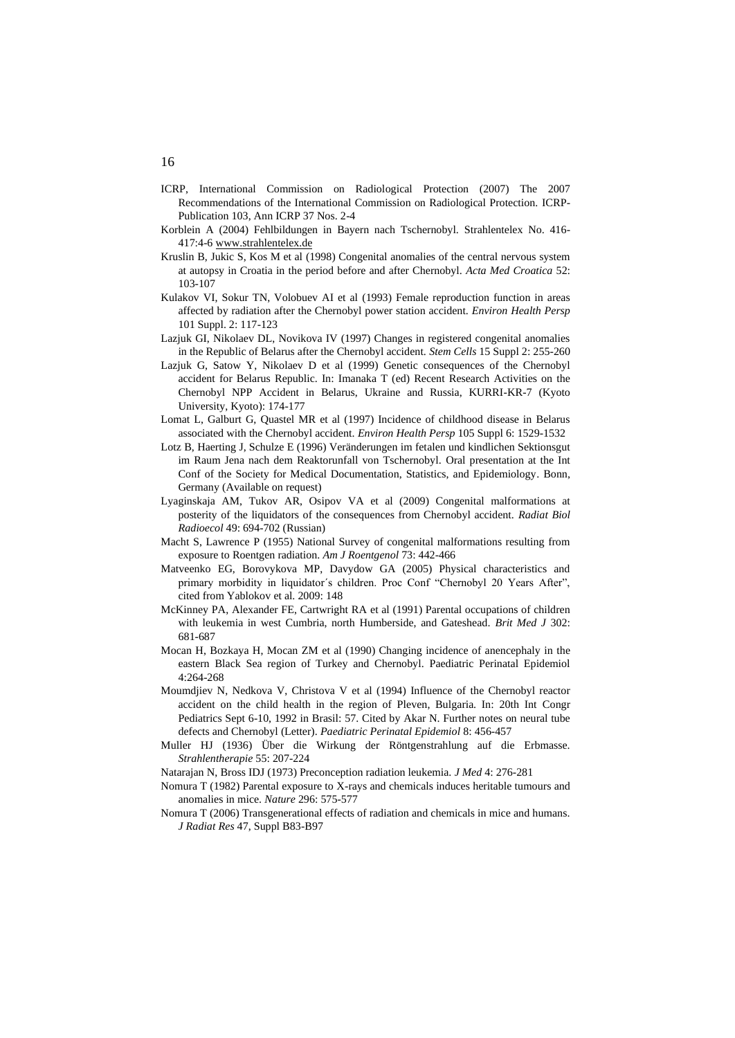ICRP, International Commission on Radiological Protection (2007) The 2007 Recommendations of the International Commission on Radiological Protection. ICRP-Publication 103, Ann ICRP 37 Nos. 2-4

Korblein A (2004) Fehlbildungen in Bayern nach Tschernobyl. Strahlentelex No. 416-417:4-6 www.strahlentelex.de

Kruslin B, Jukic S, Kos M et al (1998) Congenital anomalies of the central nervous system at autopsy in Croatia in the period before and after Chernobyl. *Acta Med Croatica* 52: 103-107

Kulakov VI, Sokur TN, Volobuev AI et al (1993) Female reproduction function in areas affected by radiation after the Chernobyl power station accident. *Environ Health Persp* 101 Suppl. 2: 117-123

Lazjuk GI, Nikolaev DL, Novikova IV (1997) Changes in registered congenital anomalies in the Republic of Belarus after the Chernobyl accident. *Stem Cells* 15 Suppl 2: 255-260

Lazjuk G, Satow Y, Nikolaev D et al (1999) Genetic consequences of the Chernobyl accident for Belarus Republic. In: Imanaka T (ed) Recent Research Activities on the Chernobyl NPP Accident in Belarus, Ukraine and Russia, KURRI-KR-7 (Kyoto University, Kyoto): 174-177

Lomat L, Galburt G, Quastel MR et al (1997) Incidence of childhood disease in Belarus associated with the Chernobyl accident. *Environ Health Persp* 105 Suppl 6: 1529-1532

Lotz B, Haerting J, Schulze E (1996) Veränderungen im fetalen und kindlichen Sektionsgut im Raum Jena nach dem Reaktorunfall von Tschernobyl. Oral presentation at the Int Conf of the Society for Medical Documentation, Statistics, and Epidemiology. Bonn, Germany (Available on request)

Lyaginskaja AM, Tukov AR, Osipov VA et al (2009) Congenital malformations at posterity of the liquidators of the consequences from Chernobyl accident. *Radiat Biol Radioecol* 49: 694-702 (Russian)

Macht S, Lawrence P (1955) National Survey of congenital malformations resulting from exposure to Roentgen radiation. *Am J Roentgenol* 73: 442-466

Matveenko EG, Borovykova MP, Davydow GA (2005) Physical characteristics and primary morbidity in liquidator´s children. Proc Conf "Chernobyl 20 Years After", cited from Yablokov et al. 2009: 148

McKinney PA, Alexander FE, Cartwright RA et al (1991) Parental occupations of children with leukemia in west Cumbria, north Humberside, and Gateshead. *Brit Med J* 302: 681-687

Mocan H, Bozkaya H, Mocan ZM et al (1990) Changing incidence of anencephaly in the eastern Black Sea region of Turkey and Chernobyl. Paediatric Perinatal Epidemiol 4:264-268

Moumdjiev N, Nedkova V, Christova V et al (1994) Influence of the Chernobyl reactor accident on the child health in the region of Pleven, Bulgaria. In: 20th Int Congr Pediatrics Sept 6-10, 1992 in Brasil: 57. Cited by Akar N. Further notes on neural tube defects and Chernobyl (Letter). *Paediatric Perinatal Epidemiol* 8: 456-457

Muller HJ (1936) Über die Wirkung der Röntgenstrahlung auf die Erbmasse. *Strahlentherapie* 55: 207-224

Natarajan N, Bross IDJ (1973) Preconception radiation leukemia. *J Med* 4: 276-281

Nomura T (1982) Parental exposure to X-rays and chemicals induces heritable tumours and anomalies in mice. *Nature* 296: 575-577

Nomura T (2006) Transgenerational effects of radiation and chemicals in mice and humans. *J Radiat Res* 47, Suppl B83-B97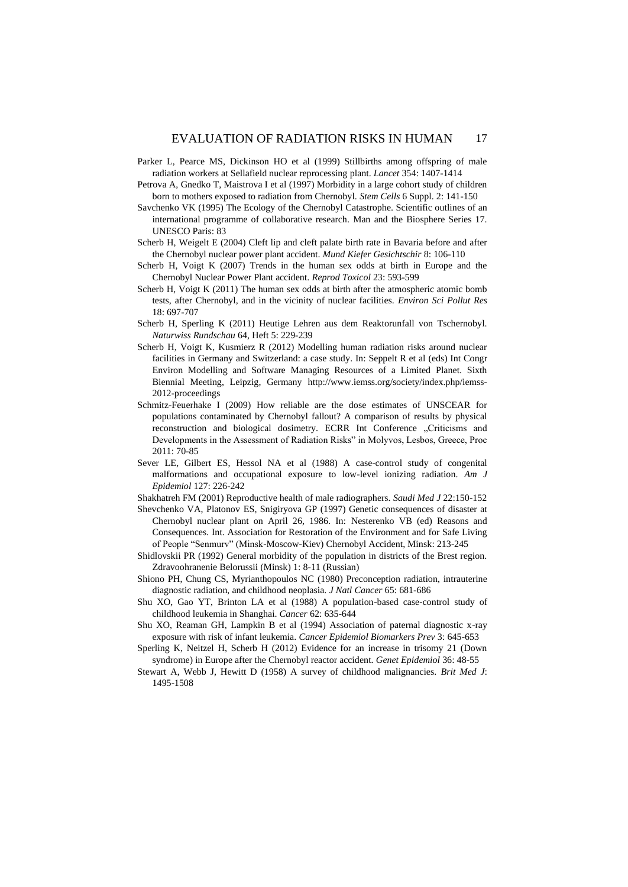Parker L, Pearce MS, Dickinson HO et al (1999) Stillbirths among offspring of male radiation workers at Sellafield nuclear reprocessing plant. *Lancet* 354: 1407-1414

Petrova A, Gnedko T, Maistrova I et al (1997) Morbidity in a large cohort study of children born to mothers exposed to radiation from Chernobyl. *Stem Cells* 6 Suppl. 2: 141-150

Savchenko VK (1995) The Ecology of the Chernobyl Catastrophe. Scientific outlines of an international programme of collaborative research. Man and the Biosphere Series 17. UNESCO Paris: 83

Scherb H, Weigelt E (2004) Cleft lip and cleft palate birth rate in Bavaria before and after the Chernobyl nuclear power plant accident. *Mund Kiefer Gesichtschir* 8: 106-110

Scherb H, Voigt K (2007) Trends in the human sex odds at birth in Europe and the Chernobyl Nuclear Power Plant accident. *Reprod Toxicol* 23: 593-599

Scherb H, Voigt K (2011) The human sex odds at birth after the atmospheric atomic bomb tests, after Chernobyl, and in the vicinity of nuclear facilities. *Environ Sci Pollut Res* 18: 697-707

Scherb H, Sperling K (2011) Heutige Lehren aus dem Reaktorunfall von Tschernobyl. *Naturwiss Rundschau* 64, Heft 5: 229-239

Scherb H, Voigt K, Kusmierz R (2012) Modelling human radiation risks around nuclear facilities in Germany and Switzerland: a case study. In: Seppelt R et al (eds) Int Congr Environ Modelling and Software Managing Resources of a Limited Planet. Sixth Biennial Meeting, Leipzig, Germany http://www.iemss.org/society/index.php/iemss-2012-proceedings

Schmitz-Feuerhake I (2009) How reliable are the dose estimates of UNSCEAR for populations contaminated by Chernobyl fallout? A comparison of results by physical reconstruction and biological dosimetry. ECRR Int Conference „Criticisms and Developments in the Assessment of Radiation Risks" in Molyvos, Lesbos, Greece, Proc 2011: 70-85

Sever LE, Gilbert ES, Hessol NA et al (1988) A case-control study of congenital malformations and occupational exposure to low-level ionizing radiation. *Am J Epidemiol* 127: 226-242

Shakhatreh FM (2001) Reproductive health of male radiographers. *Saudi Med J* 22:150-152

Shevchenko VA, Platonov ES, Snigiryova GP (1997) Genetic consequences of disaster at Chernobyl nuclear plant on April 26, 1986. In: Nesterenko VB (ed) Reasons and Consequences. Int. Association for Restoration of the Environment and for Safe Living of People "Senmurv" (Minsk-Moscow-Kiev) Chernobyl Accident, Minsk: 213-245

Shidlovskii PR (1992) General morbidity of the population in districts of the Brest region. Zdravoohranenie Belorussii (Minsk) 1: 8-11 (Russian)

Shiono PH, Chung CS, Myrianthopoulos NC (1980) Preconception radiation, intrauterine diagnostic radiation, and childhood neoplasia. *J Natl Cancer* 65: 681-686

Shu XO, Gao YT, Brinton LA et al (1988) A population-based case-control study of childhood leukemia in Shanghai. *Cancer* 62: 635-644

Shu XO, Reaman GH, Lampkin B et al (1994) Association of paternal diagnostic x-ray exposure with risk of infant leukemia. *Cancer Epidemiol Biomarkers Prev* 3: 645-653

Sperling K, Neitzel H, Scherb H (2012) Evidence for an increase in trisomy 21 (Down syndrome) in Europe after the Chernobyl reactor accident. *Genet Epidemiol* 36: 48-55

Stewart A, Webb J, Hewitt D (1958) A survey of childhood malignancies. *Brit Med J*: 1495-1508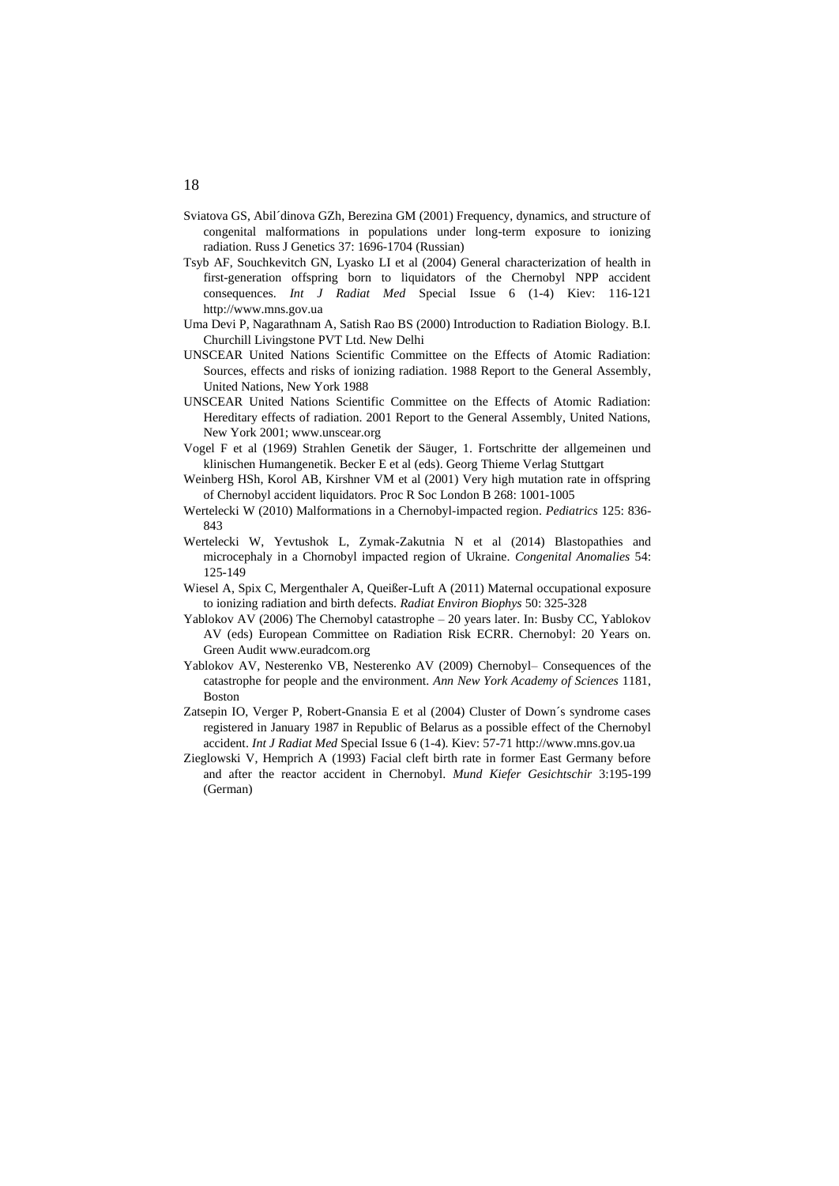Sviatova GS, Abil´dinova GZh, Berezina GM (2001) Frequency, dynamics, and structure of congenital malformations in populations under long-term exposure to ionizing radiation. Russ J Genetics 37: 1696-1704 (Russian)

Tsyb AF, Souchkevitch GN, Lyasko LI et al (2004) General characterization of health in first-generation offspring born to liquidators of the Chernobyl NPP accident consequences. *Int J Radiat Med* Special Issue 6 (1-4) Kiev: 116-121 http://www.mns.gov.ua

Uma Devi P, Nagarathnam A, Satish Rao BS (2000) Introduction to Radiation Biology. B.I. Churchill Livingstone PVT Ltd. New Delhi

UNSCEAR United Nations Scientific Committee on the Effects of Atomic Radiation: Sources, effects and risks of ionizing radiation. 1988 Report to the General Assembly, United Nations, New York 1988

UNSCEAR United Nations Scientific Committee on the Effects of Atomic Radiation: Hereditary effects of radiation. 2001 Report to the General Assembly, United Nations, New York 2001; www.unscear.org

Vogel F et al (1969) Strahlen Genetik der Säuger, 1. Fortschritte der allgemeinen und klinischen Humangenetik. Becker E et al (eds). Georg Thieme Verlag Stuttgart

Weinberg HSh, Korol AB, Kirshner VM et al (2001) Very high mutation rate in offspring of Chernobyl accident liquidators. Proc R Soc London B 268: 1001-1005

Wertelecki W (2010) Malformations in a Chernobyl-impacted region. *Pediatrics* 125: 836-843

Wertelecki W, Yevtushok L, Zymak-Zakutnia N et al (2014) Blastopathies and microcephaly in a Chornobyl impacted region of Ukraine. *Congenital Anomalies* 54: 125-149

Wiesel A, Spix C, Mergenthaler A, Queißer-Luft A (2011) Maternal occupational exposure to ionizing radiation and birth defects. *Radiat Environ Biophys* 50: 325-328

Yablokov AV (2006) The Chernobyl catastrophe – 20 years later. In: Busby CC, Yablokov AV (eds) European Committee on Radiation Risk ECRR. Chernobyl: 20 Years on. Green Audit www.euradcom.org

Yablokov AV, Nesterenko VB, Nesterenko AV (2009) Chernobyl– Consequences of the catastrophe for people and the environment. *Ann New York Academy of Sciences* 1181, Boston

Zatsepin IO, Verger P, Robert-Gnansia E et al (2004) Cluster of Down´s syndrome cases registered in January 1987 in Republic of Belarus as a possible effect of the Chernobyl accident. *Int J Radiat Med* Special Issue 6 (1-4). Kiev: 57-71 http://www.mns.gov.ua

Zieglowski V, Hemprich A (1993) Facial cleft birth rate in former East Germany before and after the reactor accident in Chernobyl. *Mund Kiefer Gesichtschir* 3:195-199 (German)